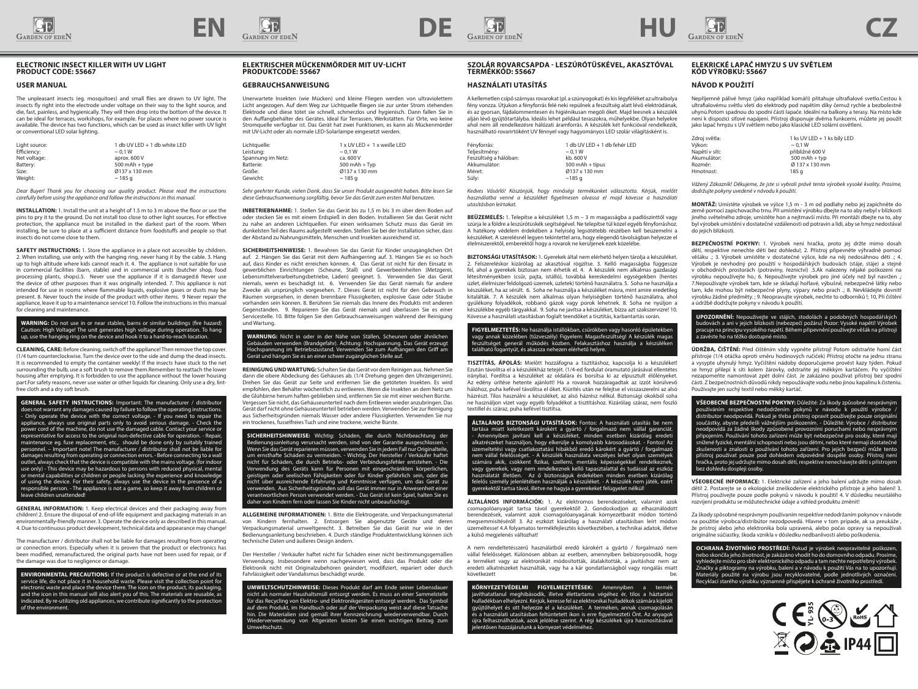# ELECTRONIC INSECT KILLER WITH UV LIGHT
## PRODUCT CODE: 55667

## USER MANUAL

The unpleasant insects (eg. mosquitoes) and small flies are drawn to UV light. The insects fly right into the electrode under voltage on their way to the light source, and die, fast, painless, and hygienically. They will then drop into the bottom of the device. It can be ideal for terraces, workshops, for example. For places where no power source is available. The device has two functions, which can be used as insect killer with UV light or conventional LED solar lighting.

| | |
|---|---|
| Light source: | 1 db UV LED + 1 db white LED |
| Efficiency: | ~ 0,1 W |
| Net voltage: | aprox. 600 V |
| Battery: | 500 mAh + type |
| Size: | Ø137 x 130 mm |
| Weight: | ~ 185 g |

*Dear Buyer! Thank you for choosing our quality product. Please read the instructions carefully before using the appliance and follow the instructions in this manual.*

**INSTALLATION:** 1. Install the unit at a height of 1.5 m to 3 m above the floor or use the pins to pry it to the ground. Do not install too close to other light sources. For effective protection, the appliance must be installed in the darkest part of the room. When installing, be sure to place at a sufficient distance from foodstuffs and people so that insects do not come close to them.

**SAFETY INSTRUCTIONS:** 1. Store the appliance in a place not accessible by children. 2. When installing, use only with the hanging ring, never hang it by the cable. 3. Hang up to high altitude where kids cannot reach it. 4. The appliance is not suitable for use in commercial facilities (barn, stable) and in commercial units (butcher shop, food processing plants, shops).5. Never use the appliance if it is damaged.6 Never use the device of other purposes than it was originally intended. 7. This appliance is not intended for use in rooms where flammable liquids, explosive gases or dusts may be present. 8. Never touch the inside of the product with other items. 9 Never repair the appliance, leave it up to a maintenance service! 10. Follow the instructions in this manual for cleaning and maintenance.

**WARNING:** Do not use in or near stables, barns or similar buildings (fire hazard) Caution: High Voltage! The unit generates high voltage during operation. To hang up, use the hanging ring on the device and hook it to a hard-to-reach location.

**CLEANING, CARE:** Before cleaning, switch off the appliance! Then remove the top cover. (1/4 turn counterclockwise. Turn the device over to the side and dump the dead insects. It is recommended to empty the container weekly! If the insects have stuck to the net surrounding the bulb, use a soft brush to remove them.Remember to reattach the lower housing after emptying. It is forbidden to use the appliance without the lower housing part.For safety reasons, never use water or other liquids for cleaning. Only use a dry, lint-free cloth and a dry soft brush.

**GENERAL SAFETY INSTRUCTIONS:** Important: The manufacturer / distributor does not warrant any damages caused by failure to follow the operating instructions. - Only operate the device with the correct voltage. - If you need to repair the appliance, always use original parts only to avoid serious damage. - Check the power cord of the machine, do not use the damaged cable. Contact your service or representative for access to the original non-defective cable for operation. - Repair, maintenance eg. fuse replacement, etc., should be done only by suitably trained personnel. – Important note! The manufacturer / distributor shall not be liable for damages resulting from operating or connection errors. - Before connecting to a wall outlet, always check that the device is compatible with the mains voltage. (for indoor use only) - This device may be hazardous to persons with reduced physical, mental or mental capabilities or children or people lacking the experience and knowledge of using the device. For their safety, always use the device in the presence of a responsible person. - The appliance is not a game, so keep it away from children or leave children unattended!

**GENERAL INFORMATION:** 1. Keep electrical devices and their packaging away from children! 2. Ensure the disposal of end-of-life equipment and packaging materials in an environmentally-friendly manner. 3. Operate the device only as described in this manual. 4. Due to continuous product development, technical data and appearance may change!

The manufacturer / distributor shall not be liable for damages resulting from operating or connection errors. Especially when it is proven that the product or electronics has been modified, remanufactured, the original parts have not been used for repair, or if the damage was due to negligence or damage.

**ENVIRONMENTAL PRECAUTIONS:** If the product is defective or at the end of its service life, do not place it in household waste. Please visit the collection point for electronic waste and place the device there. The icon on the product, its packaging, and the icon in this manual will also alert you of this. The materials are reusable, as indicated. By re-utilizing old appliances, we contribute significantly to the protection of the environment.

# ELEKTRISCHER MÜCKENMÖRDER MIT UV-LICHT
## PRODUKTCODE: 55667

## GEBRAUCHSANWEISUNG

Unerwartete Insekten (wie Mücken) und kleine Fliegen werden von ultraviolettem Licht angezogen. Auf dem Weg zur Lichtquelle fliegen sie zur unter Strom stehenden Elektrode und diese tötet sie schnell, schmerzlos und hygienisch. Dann fallen Sie in den Auffangbehälter des Gerätes. Ideal für Terrassen, Werkstätten. Für Orte, wo keine Stromquelle verfügbar ist. Das Gerät hat zwei Funktionen, es kann als Mückenmörder mit UV-Licht oder als normale LED-Solarlampe eingesetzt werden.

| | |
|---|---|
| Lichtquelle: | 1 x UV LED + 1 x weiße LED |
| Leistung: | ~ 0,1 W |
| Spannung im Netz: | ca. 600 V |
| Batterie: | 500 mAh + Typ |
| Größe: | Ø137 x 130 mm |
| Gewicht: | ~ 185 g |

*Sehr geehrter Kunde, vielen Dank, dass Sie unser Produkt ausgewählt haben. Bitte lesen Sie diese Gebrauchsanweisung sorgfältig, bevor Sie das Gerät zum ersten Mal benutzen.*

**INBETRIEBNAHME:** 1. Stellen Sie das Gerät bis zu 1,5 m bis 3 m über dem Boden auf oder stecken Sie es mit einem Erdspieß in den Boden. Installieren Sie das Gerät nicht zu nahe an anderen Lichtquellen. Für einen wirksamen Schutz muss das Gerät im dunkelsten Teil des Raums aufgestellt werden. Stellen Sie bei der Installation sicher, dass der Abstand zu Nahrungsmitteln, Menschen und Insekten ausreichend ist.

**SICHERHEITSHINWEISE:** 1. Bewahren Sie das Gerät für Kinder unzugänglichen Ort auf. 2. Hängen Sie das Gerät mit dem Aufhängerring auf. 3. Hängen Sie es so hoch auf, dass Kinder es nicht erreichen können. 4. Das Gerät ist nicht für den Einsatz in gewerblichen Einrichtungen (Scheune, Stall) und Gewerbeeinheiten (Metzgerei, Lebensmittelverarbeitungsbetriebe, Läden) geeignet. 5. Verwenden Sie das Gerät niemals, wenn es beschädigt ist. 6. Verwenden Sie das Gerät niemals für andere Zwecke als ursprünglich vorgesehen. 7. Dieses Gerät ist nicht für den Gebrauch in Räumen vorgesehen, in denen brennbare Flüssigkeiten, explosive Gase oder Stäube vorhanden sein können. 8. Berühren Sie niemals das Innere des Produkts mit anderen Gegenständen. 9. Reparieren Sie das Gerät niemals und überlassen Sie es einer Servicestelle. 10. Bitte folgen Sie den Gebrauchsanweisungen während der Reinigung und Wartung.

**WARNUNG:** Nicht in oder in der Nähe von Ställen, Scheunen oder ähnlichen Gebäuden verwenden (Brandgefahr). Achtung: Hochspannung. Das Gerät erzeugt Hochspannung im Betriebszustand. Verwenden Sie zum Aufhängen den Griff am Gerät und hängen Sie es an einer schwer zugänglichen Stelle auf.

**REINIGUNG UND WARTUNG:** Schalten Sie das Gerät vor dem Reinigen aus. Nehmen Sie dann die obere Abdeckung des Gehäuses ab. (1/4 Drehung gegen den Uhrzeigersinn). Drehen Sie das Gerät zur Seite und entfernen Sie die getöteten Insekten. Es wird empfohlen, den Behälter wöchentlich zu entleeren. Wenn die Insekten an dem Netz um die Glühbirne herum haften geblieben sind, entfernen Sie sie mit einer weichen Bürste. Vergessen Sie nicht, das Gehäuseunterteil nach dem Entleeren wieder anzubringen. Das Gerät darf nicht ohne Gehäuseunterteil betrieben werden. Verwenden Sie zur Reinigung aus Sicherheitsgründen niemals Wasser oder andere Flüssigkeiten. Verwenden Sie nur ein trockenes, fusselfreies Tuch und eine trockene, weiche Bürste.

**SICHERHEITSHINWEISE:** Wichtig: Schäden, die durch Nichtbeachtung der Bedienungsanleitung verursacht werden, sind von der Garantie ausgeschlossen. - Wenn Sie das Gerät reparieren müssen, verwenden Sie in jedem Fall nur Originalteile, um ernsthafte Schäden zu vermeiden. - Wichtig. Der Hersteller / Verkäufer haftet nicht für Schäden, die durch Betriebs- oder Verbindungsfehler entstehen. - Die Verwendung des Geräts kann für Personen mit eingeschränkten körperlichen, geistigen oder seelischen Fähigkeiten oder für Kinder gefährlich sein, oder die nicht über ausreichende Erfahrung und Kenntnisse verfügen, um das Gerät zu verwenden. Aus Sicherheitsgründen soll das Gerät immer nur in Anwesenheit einer verantwortlichen Person verwendet werden. - Das Gerät ist kein Spiel, halten Sie es daher von Kindern fern oder lassen Sie Kinder nicht unbeaufsichtigt.

**ALLGEMEINE INFORMATIONEN:** 1. Bitte die Elektrogeräte, und Verpackungsmaterial von Kindern fernhalten. 2. Entsorgen Sie abgenutzte Geräte und deren Verpackungsmaterial umweltgerecht. 3. Betreiben Sie das Gerät nur wie in der Bedienungsanleitung beschrieben. 4. Durch ständige Produktentwicklung können sich technische Daten und äußeres Design ändern.

Der Hersteller / Verkäufer haftet nicht für Schäden einer nicht bestimmungsgemäßen Verwendung. Insbesondere wenn nachgewiesen wird, dass das Produkt oder die Elektronik nicht mit Originalzubehören geändert, modifiziert, repariert oder durch Fahrlässigkeit oder Vandalismus beschädigt wurde.

**UMWELTSCHUTZHINWEISE:** Dieses Produkt darf am Ende seiner Lebensdauer nicht als normaler Haushaltsmüll entsorgt werden. Es muss an einer Sammelstelle für das Recycling von Elektro- und Elektronikgeräten entsorgt werden. Das Symbol auf dem Produkt, im Handbuch oder auf der Verpackung weist auf diese Tatsache hin. Die Materialien sind gemäß ihrer Kennzeichnung wiederverwendbar. Durch Wiederverwendung von Altgeräten leisten Sie einen wichtigen Beitrag zum Umweltschutz.

# SZOLÁR ROVARCSAPDA - LESZÚRÓTÜSKÉVEL, AKASZTÓVAL
## TERMÉKKÓD: 55667

## HASZNÁLATI UTASÍTÁS

A kellemetlen csípő szárnyas rovarokat (pl. a szúnyogokat) és kis légyféléket az ultraibolya fény vonzza. Útjukon a fényforrás felé neki repülnek a feszültség alatt lévő elektródának, és az gyorsan, fájdalommentesen és higiénikusan megöli őket. Majd leesnek a készülék alján lévő gyűjtőtartályba. Ideális lehet például teraszokra, műhelyekbe. Olyan helyekre ahol nem áll rendelkezésre hálózati áramforrás. A készülék két funkcióval rendelkezik, használható rovarirtóként UV fénnyel vagy hagyományos LED szolár világításként is.

| | |
|---|---|
| Fényforrás: | 1 db UV LED + 1 db fehér LED |
| Teljesítmény: | ~ 0,1 W |
| Feszültség a hálóban: | kb. 600 V |
| Akkumulátor: | 500 mAh + típus |
| Méret: | Ø137 x 130 mm |
| Súly: | ~185 g |

*Kedves Vásárló! Köszönjük, hogy minőségi termékünket választotta. Kérjük, mielőtt használatba venné a készüléket figyelmesen olvassa el majd kövesse a használati utasításban leírtakat.*

**BEÜZEMELÉS:** 1. Telepítse a készüléket 1,5 m – 3 m magasságba a padlószinttől vagy szúrja le a földre a leszúrótüskék segítségével. Ne telepítse túl közel egyéb fényforráshoz. A hatékony védelem érdekében a helyiség legsötétebb részében kell beüzemelni a készüléket. A szerelésnél legyen tekintettel arra, hogy elegendő távolságban helyezze el élelmiszerektől, emberektől hogy a rovarok ne kerüljenek ezek közelébe.

**BIZTONSÁGI UTASÍTÁSOK:** 1. Gyerekek által nem elérhető helyen tárolja a készüléket. 2. Felszereléskor kizárólag az akasztóval rögzítse. 3. Kellő magasságba függessze fel, ahol a gyerekek biztosan nem érhetik el. 4. A készülék nem alkalmas gazdasági létesítményekben (csűr, pajta, istálló), továbbá kereskedelmi egységekben (hentes üzlet, élelmiszer feldolgozó üzemek, üzletek) történő használatra. 5. Soha ne használja a készüléket, ha az sérült. 6. Soha ne használja a készüléket másra, mint amire eredetileg kitalálták. 7. A készülék nem alkalmas olyan helyiségben történő használatra, ahol gyúlékony folyadékok, robbanó gázok vagy porok lehetnek. 8. Soha ne nyúljon a készülékbe egyéb tárgyakkal. 9. Soha ne javítsa a készüléket, bízza azt szakszervizre! 10. Kövesse a használati utasításban foglalt teendőket a tisztítás, karbantartás során.

**FIGYELMEZTETÉS:** Ne használja istállókban, csűrökben vagy hasonló épületekben vagy annak közelében (tűzveszély) Figyelem: Magasfeszültség! A készülék magas feszültséget generál működés közben. Felakasztáshoz használja a készüléken található fogantyút, és akassza nehezen elérhető helyre.

**TISZTÍTÁS, ÁPOLÁS:** Mielőtt hozzáfogna a tisztításhoz, kapcsolja ki a készüléket! Ezután távolítsa el a készülékház tetejét. (1/4-ed fordulat óramutató járásával ellentétes irányba). Fordítsa a készüléket az oldalára és borítsa ki az elpusztult élőlényeket. Az edény ürítése hetente ajánlott! Ha a rovarok hozzáragadtak az izzót körülvevő hálóhoz, puha kefével távolítsa el őket. Kiürítés után ne felejtse el visszaszerelni az alsó házrészt. Tilos használni a készüléket, az alsó házrész nélkül. Biztonsági okokból soha ne használjon vizet vagy egyéb folyadékot a tisztításhoz. Kizárólag száraz, nem foszló textillel és száraz, puha kefével tisztítsa.

**ÁLTALÁNOS BIZTONSÁGI UTASÍTÁSOK:** Fontos: A használati utasítás be nem tartása miatt keletkezett kárókért a gyártó / forgalmazó nem vállal garanciát. - Amennyiben javítani kell a készüléket, minden esetben kizárólag eredeti alkatrészeket használjon, hogy elkerülje a komolyabb károsodásokat. - Fontos! Az üzemeltetési vagy csatlakoztatási hibákból eredő károkért a gyártó / forgalmazó nem vállal felelősséget. - A készülék használata veszélyes lehet olyan személyek számára akik, csökkent fizikai, szellemi, mentális képességekkel rendelkeznek, vagy gyerekek, vagy nem rendelkeznek kellő tapasztalattal és tudással az eszköz használatát illetően. Az ő biztonságuk érdekében minden esetben kizárólag felelős személy jelenlétében használják a készüléket. - A készülék nem játék, ezért gyerekektől tartsa távol, illetve ne hagyja a gyerekeket felügyelet nélkül!

**ÁLTALÁNOS INFORMÁCIÓK:** 1. Az elektromos berendezéseket, valamint azok csomagolóanyagát tartsa távol gyerekektől! 2. Gondoskodjon az elhasználódott berendezések, valamint azok csomagolóanyagának környezetbarát módon történő megsemmisítéséről! 3. Az eszközt kizárólag a használati utasításban leírt módon üzemeltesse! 4.A folyamatos termékfejlesztés következtében, a technikai adatok, illetve a külső megjelenés változhat!

A nem rendeltetésszerű használatból eredő károkért a gyártó / forgalmazó nem vállal felelősséget. Különösen abban az esetben, amennyiben bebizonyosodik, hogy a terméket vagy az elektronikát módosították, átalakították, a javításhoz nem az eredeti alkatrészeket használták, vagy ha a kár gondatlanságból vagy rongálás miatt következett be.

**KÖRNYEZETVÉDELMI FIGYELMEZTETÉSEK:** Amennyiben a termék javíthatatlanul meghibásodik, illetve élettartama végéhez ér, tilos a háztartási hulladékban elhelyezni. Kérjük, keresse fel az elektronikai hulladékok számára kijelölt gyűjtőhelyet és ott helyezze el a készüléket. A terméken, annak csomagolásán és a használati utasításban feltüntetett ikon is erre figyelmezteti Önt. Az anyagok újra felhasználhatóak, azok jelölése szerint. A régi készülékek újra hasznosításával jelentősen hozzájárulunk a környezet védelméhez.

# ELEKRICKÉ LAPAČ HMYZU S UV SVĚTLEM
## KÓD VÝROBKU: 55667

## NÁVOD K POUŽITÍ

Nepříjemně pálivé hmyz (jako například komáři) přitahuje ultrafialové svetlo.Cestou k ultrafialovému světlu vletí do elektrody pod napětím díky čemuž rychle a bezbolestně uhynú.Potom spadnou do spodní části lapače. Ideální na balkony a terasy. Na místo kde není k dispozici síťové napájení. Přístroj disponuje dvěma funkcemi, můžete jej použít jako lapač hmyzu s UV světlem nebo jako klasické LED solární osvětlení.

| | |
|---|---|
| Zdroj světla: | 1 ks UV LED + 1 ks bílý LED |
| Výkon: | ~ 0,1 W |
| Napětí v síti: | přibližně 600 V |
| Akumulátor: | 500 mAh + typ |
| Rozměr: | Ø 137 x 130 mm |
| Hmotnost: | 185 g |

*Vážený Zákazník! Děkujeme, že jste si vybrali právě tento výrobek vysoké kvality. Prosíme, dodržujte pokyny uvedené v návodu k použití.*

**MONTÁŽ:** Umístěte výrobek ve výšce 1,5 m - 3 m od podlahy nebo jej zapíchněte do země pomocí zapichovacího trnu. Při umístění výrobku dbejte na to aby nebyl v blízkosti jiného světelného zdroje, umístěte hon a nejtmavší místo. Při montáži dbejte na to, aby byl výrobek umístěn v dostatečné vzdálenosti od potravin a lidí, aby se hmyz nedostával do jejich blízkosti.

**BEZPEČNOSTNÍ POKYNY:** 1. Výrobek není hračka, proto jej držte mimo dosah dětí, respektive nenechte děti bez dohledu!; 2. Přístroj připevněte výhradně pomocí věšáku .; 3. Výrobek umístěte v dostatečné výšce, kde na něj nedosáhnou děti .; 4. Výrobek je nevhodný pro použití v hospodářských budovách (stáje, stáje) a stejně v obchodních prostorách (potraviny, řeznictví) .5.Ak nalezeny nějaké poškození na výrobku nepoužívejte ho.; 6. Nepoužívejte výrobek pro jiné účely než byl navržen .; 7.Nepoužívejte výrobek tam, kde se skladují hořlavé, výbušné, nebezpečné látky nebo tam, kde mohou být nebezpečné plyny, výpary nebo prach .; 8. Nevkládejte dovnitř výrobku žádné předměty. ; 9. Neopravujte výrobek, nechte to odborníků !; 10, Při čištění a údržbě dodržujte pokyny v návodu k použití.

**UPOZORNĚNÍ:** Nepoužívejte ve stájích, stodolách a podobných hospodářských budovách a ani v jejich blízkosti (nebezpečí požáru) Pozor: Vysoké napětí! Výrobek pracuje na principu vysokého napětí. Během připevnění používejte věšák na přístroji a zavěste ho na těžko dostupné místo.

**ÚDRŽBA, ČIŠTĚNÍ:** Před čištěním vždy vypněte přístroj! Potom odstraňte horní část přístroje (1/4 otáčka oproti směru hodinových ručiček) Přístroj otočte na jednu stranu a vysypte uhynulý hmyz. Vyčištění nádoby doporučujeme provést kazy týden. Pokud se hmyz přilepí k síti kolem žárovky, odstraňte jej měkkým kartáčem. Po vyčištění nezapomeňte namontovat zpět dolní část. Je zakázáno používat přístroj bez spodní části. Z bezpečnostních důvodů nikdy nepoužívejte vodu nebo jinou kapalinu k čisteniu. Používejte jen suchý textil nebo měkký kartáč.

**VŠEOBECNÉ BEZPEČNOSTNÍ POKYNY:** Důležité: Za škody způsobné nesprávným používáním respektive nedodržením pokynů v návodu k použití výrobce / distributor neodpovídá. Pokud je třeba přístroj opravit používejte pouze originální součástky, abyste předešli vážnějším poškozením. - Důležité: Výrobce / distributor neodpovídá za žádné škody způsobené provozními poruchami nebo nesprávným připojením. Používání tohoto zařízení může být nebezpečné pro osoby, které mají snížené fyzické, mentální schopnosti nebo jsou dětmi, nebo které nemají dostatečné zkušenosti a znalosti o používání tohoto zařízení. Pro jejich bezpečí může tento přístroj používat pouze pod dohledem odpovědné dospělé osoby. Přístroj není hračka, proto jej udržujte mimo dosah dětí, respektive nenechávejte děti s přístrojem bez dohledu dospělí osoby.

**VŠEOBECNÉ INFORMACE:** 1. Elektrické zařízení a jeho balení udržujte mimo dosah dětí! 2. Postarejte se o ekologické zneškodnenie elektrického přístroje a jeho balení! 3. Přístroj používejte pouze podle pokynů v návodu k použití! 4. V důsledku neustálého rozvíjení produktu se můžutechnické údaje a vzhled produktu změnit!

Za škody spôsobné nesprávným používaním respektive nedodržaním pokynov v návode na použitie výrobca/distribútor nezodpovedá. Hlavne v tom případě, ak sa preukáže , že prístroj alebo jeho elektronika bola upravená, alebo počas opravy sa nepoužívali originálne súčiastky, škoda vznikla v dôsledku nedbanlivosti alebo poškodenia.

**OCHRANA ŽIVOTNÍHO PROSTŘEDÍ:** Pokud je výrobek neopravitelně poškozen, nebo skončila jeho životnost, je zakázáno vhodit ho do domovního odpadu. Prosíme, vyhledejte místo pro sběr elektronického odpadu a tam necháte nepotřebný výrobek. Značky a piktogramy na výrobku, balení a v návodu k použití Vás na to upozorňují. Materiály použité na výrobu jsou recyklovatelné, podle jednotlivých označení. Recyklací starého výrobku významně přispějete k ochraně životního prostředí.

YL-935 IP44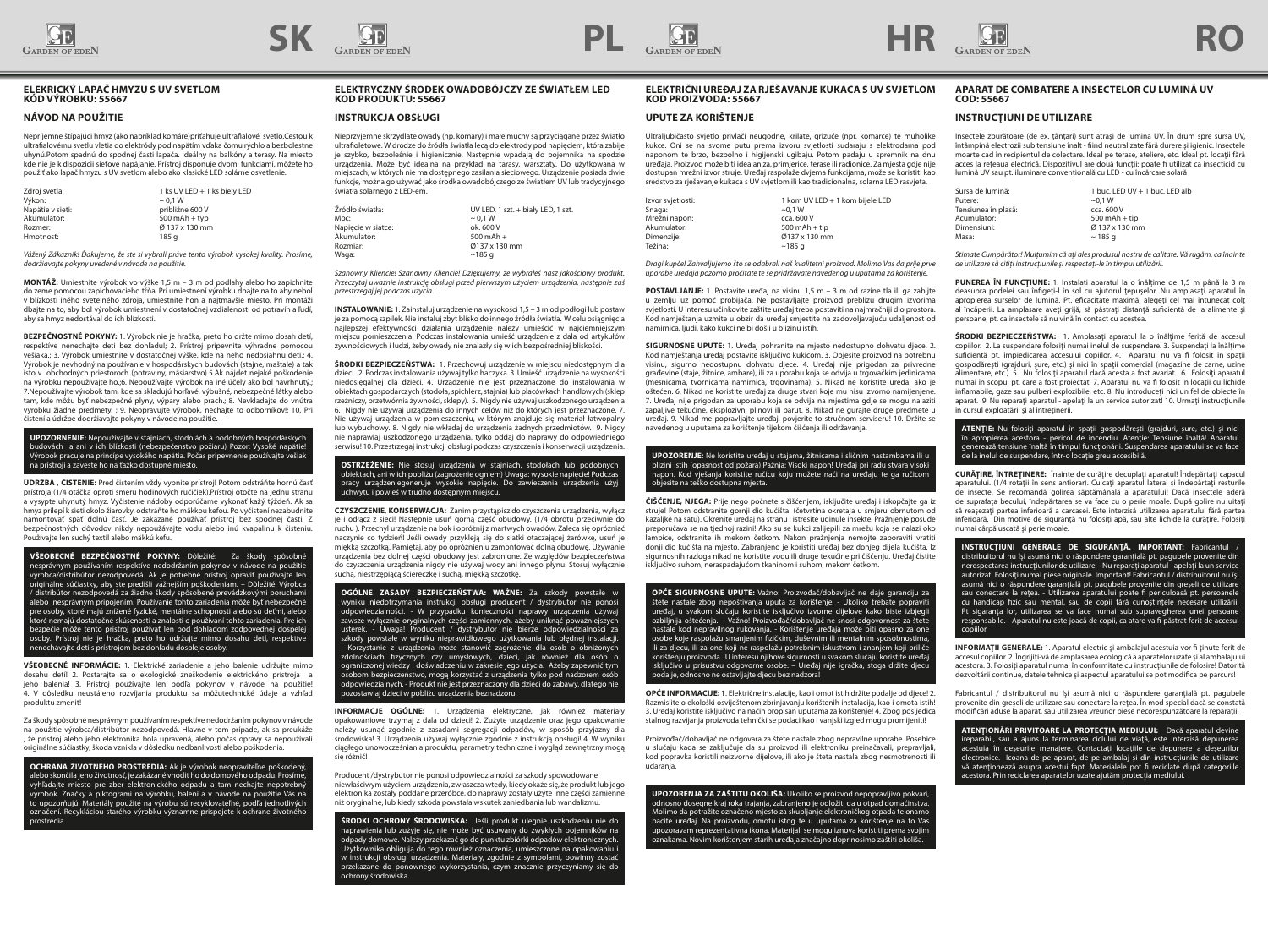# ELEKRICKÝ LAPAČ HMYZU S UV SVETLOM KÓD VÝROBKU: 55667

## NÁVOD NA POUŽITIE

Nepríjemne štípajúci hmyz (ako napríklad komáre)priťahuje ultrafialové svetlo.Cestou k ultrafialovému svetlu vletia do elektródy pod napätím vďaka čomu rýchlo a bezbolestne uhynú.Potom spadnú do spodnej časti lapača. Ideálny na balkóny a terasy. Na miesto kde nie je k dispozícii sieťové napájanie. Prístroj disponuje dvomi funkciami, môžete ho použiť ako lapač hmyzu s UV svetlom alebo ako klasické LED solárne osvetlenie.

| | |
|---|---|
| Zdroj svetla: | 1 ks UV LED + 1 ks biely LED |
| Výkon: | ~ 0,1 W |
| Napätie v sieti: | približne 600 V |
| Akumulátor: | 500 mAh + typ |
| Rozmer: | Ø 137 x 130 mm |
| Hmotnosť: | 185 g |

*Vážený Zákazník! Ďakujeme, že ste si vybrali práve tento výrobok vysokej kvality. Prosíme, dodržiavajte pokyny uvedené v návode na použitie.*

**MONTÁŽ:** Umiestnite výrobok vo výške 1,5 m – 3 m od podlahy alebo ho zapichnite do zeme pomocou zapichovacieho tŕňa. Pri umiestnení výrobku dbajte na to aby nebol v blízkosti iného svetelného zdroja, umiestnite hon a najtmavšie miesto. Pri montáži dbajte na to, aby bol výrobok umiestnený v dostatočnej vzdialenosti od potravín a ľudí, aby sa hmyz nedostával do ich blízkosti.

**BEZPEČNOSTNÉ POKYNY:** 1. Výrobok nie je hračka, preto ho držte mimo dosah detí, respektíve nenechajte deti bez dohľadu!; 2. Prístroj pripevnite výhradne pomocou vešiaka.; 3. Výrobok umiestnite v dostatočnej výške, kde na neho nedosiahnu deti.; 4. Výrobok je nevhodný na používanie v hospodárskych budovách (stajne, maštale) a tak isto v obchodných priestoroch (potraviny, mäsiarstvo).5.Ak nájdet nejaké poškodenie na výrobku nepoužívajte ho.;6. Nepoužívajte výrobok na iné účely ako bol navrhnutý.; 7.Nepoužívajte výrobok tam, kde sa skladujú horľavé, výbušné, nebezpečné látky alebo tam, kde môžu byť nebezpečné plyny, výpary alebo prach.; 8. Nevkladajte do vnútra výrobku žiadne predmety. ; 9. Neopravujte výrobok, nechajte to odborníkovi!; 10, Pri čistení a údržbe dodržiavajte pokyny v návode na použitie.

**UPOZORNENIE:** Nepoužívajte v stajniach, stodolách a podobných hospodárskych budovách a ani v ich blízkosti (nebezpečenstvo požiaru) Pozor: Vysoké napätie! Výrobok pracuje na princípe vysokého napätia. Počas pripevnenie používajte vešiak na prístroji a zaveste ho na ťažko dostupné miesto.

**ÚDRŽBA , ČISTENIE:** Pred čistením vždy vypnite prístroj! Potom odstráňte hornú časť prístroja (1/4 otáčka oproti smeru hodinových ručičiek).Prístroj otočte na jednu stranu a vysypte uhynutý hmyz. Vyčistenie nádoby odporúčame vykonať každý týždeň. Ak sa hmyz prilepí k sieti okolo žiarovky, odstráňte ho mäkkou kefou. Po vyčistení nezabudnite namontovať späť dolnú časť. Je zakázané používať prístroj bez spodnej časti. Z bezpečnostných dôvodov nikdy nepoužívajte vodu alebo inú kvapalinu k čisteniu. Používajte len suchý textil alebo mäkkú kefu.

**VŠEOBECNÉ BEZPEČNOSTNÉ POKYNY:** Dôležité: Za škody spôsobné nesprávnym používaním respektíve nedodržaním pokynov v návode na použitie výrobca/distribútor nezodpovedá. Ak je potrebné prístroj opraviť používajte len originálne súčiastky, aby ste predišli vážnejším poškodeniam. – Dôležité: Výrobca / distribútor nezodpovedá za žiadne škody spôsobené prevádzkovými poruchami alebo nesprávnym pripojením. Používanie tohto zariadenia môže byť nebezpečné pre osoby, ktoré majú znížené fyzické, mentálne schopnosti alebo súdeťmi, alebo ktoré nemajú dostatočné skúsenosti a znalosti o používaní tohto zariadenia. Pre ich bezpečie môže tento prístroj používať len pod dohľadom zodpovednej dospelej osoby. Prístroj nie je hračka, preto ho udržujte mimo dosahu detí, respektíve nenechávajte deti s prístrojom bez dohľadu dospleje osoby.

**VŠEOBECNÉ INFORMÁCIE:** 1. Elektrické zariadenie a jeho balenie udržujte mimo dosahu detí! 2. Postarajte sa o ekologické zneškodenie elektrického prístroja a jeho balenia! 3. Prístroj používajte len podľa pokynov v návode na použitie! 4. V dôsledku neustáleho rozvíjania produktu sa možutechnické údaje a vzhľad produktu zmeniť!

Za škody spôsobné nesprávnym používaním respektíve nedodržaním pokynov v návode na použitie výrobca/distribútor nezodpovedá. Hlavne v tom prípade, ak sa preukáže , že prístroj alebo jeho elektronika bola upravená, alebo počas opravy sa nepoužívali originálne súčiastky, škoda vznikla v dôsledku nedbanlivosti alebo poškodenia.

**OCHRANA ŽIVOTNÉHO PROSTREDIA:** Ak je výrobok neopraviteľne poškodený, alebo skončila jeho životnosť, je zakázané vhodiť ho do domového odpadu. Prosíme, vyhľadajte miesto pre zber elektronického odpadu a tam nechajte nepotrebný výrobok. Značky a piktogramy na výrobku, balení a v návode na použitie Vás na to upozorňujú. Materiály použité na výrobu sú recyklovateľné, podľa jednotlivých označení. Recyklácou starého výrobku významne prispejete k ochrane životného prostredia.

# ELEKTRYCZNY ŚRODEK OWADOBÓJCZY ZE ŚWIATŁEM LED KOD PRODUKTU: 55667

## INSTRUKCJA OBSŁUGI

Nieprzyjemne skrzydlate owady (np. komary) i małe muchy są przyciągane przez światło ultrafioletowe. W drodze do źródła światła lecą do elektrod pod napięciem, która zabije je szybko, bezboleśnie i higienicznie. Następnie wpadają do pojemnika na spodzie urządzenia. Może być idealna na przykład na tarasy, warsztaty. Do użytkowania w miejscach, w których nie ma dostępnego zasilania sieciowego. Urządzenie posiada dwie funkcje, można go używać jako środka owadobójczego ze światłem UV lub tradycyjnego światła solarnego z LED-em.

| | |
|---|---|
| Źródło światła: | UV LED, 1 szt. + biały LED, 1 szt. |
| Moc: | ~ 0,1 W |
| Napięcie w siatce: | ok. 600 V |
| Akumulator: | 500 mAh + |
| Rozmiar: | Ø137 x 130 mm |
| Waga: | ~185 g |

*Szanowny Kliencie! Szanowny Kliencie! Dziękujemy, że wybrałeś nasz jakościowy produkt. Przeczytaj uważnie instrukcję obsługi przed pierwszym użyciem urządzenia, następnie zaś przestrzegaj jej podczas użycia.*

**INSTALOWANIE:** 1. Zainstaluj urządzenie na wysokości 1,5 – 3 m od podłogi lub postaw je za pomocą szpilek. Nie instaluj zbyt blisko do innego źródła światła. W celu osiągnięcia najlepszej efektywności działania urządzenie należy umieścić w najciemniejszym miejscu pomieszczenia. Podczas instalowania umieść urządzenie z dala od artykułów żywnościowych i ludzi, żeby owady nie znalazły się w ich bezpośredniej bliskości.

**ŚRODKI BEZPIECZEŃSTWA:** 1. Przechowuj urządzenie w miejscu niedostępnym dla dzieci. 2. Podczas instalowania używaj tylko haczyka. 3. Umieść urządzenie na wysokości niedosięgalnej dla dzieci. 4. Urządzenie nie jest przeznaczone do instalowania w obiektach gospodarczych (stodoła, spichlerz, stajnia) lub placówkach handlowych (sklep rzeźniczy, przetwórnia żywności, sklepy). 5. Nigdy nie używaj uszkodzonego urządzenia 6. Nigdy nie używaj urządzenia do innych celów niż do których jest przeznaczone. 7. Nie używaj urządzenia w pomieszczeniu, w którym znajduje się materiał łatwopalny lub wybuchowy. 8. Nigdy nie wkładaj do urządzenia żadnych przedmiotów. 9. Nigdy nie naprawiaj uszkodzonego urządzenia, tylko oddaj do naprawy do odpowiedniego serwisu! 10. Przestrzegaj instrukcji obsługi podczas czyszczenia i konserwacji urządzenia.

**OSTRZEŻENIE:** Nie stosuj urządzenia w stajniach, stodołach lub podobnych obiektach, ani w ich pobliżu (zagrożenie ogniem) Uwaga: wysokie napięcie! Podczas pracy urządzeniegeneruje wysokie napięcie. Do zawieszenia urządzenia użyj uchwytu i powieś w trudno dostępnym miejscu.

**CZYSZCZENIE, KONSERWACJA:** Zanim przystąpisz do czyszczenia urządzenia, wyłącz je i odłącz z sieci! Następnie usuń górną część obudowy. (1/4 obrotu przeciwnie do ruchu ). Przechyl urządzenie na bok i opróżnij z martwych owadów. Zaleca się opróżniać naczynie co tydzień! Jeśli owady przykleją się do siatki otaczającej żarówkę, usuń je miękką szczotką. Pamiętaj, aby po opróżnieniu zamontować dolną obudowę. Używanie urządzenia bez dolnej części obudowy jest zabronione. Ze względów bezpieczeństwa do czyszczenia urządzenia nigdy nie używaj wody ani innego płynu. Stosuj wyłącznie suchą, niestrzępiącą ściereczkę i suchą, miękką szczotkę.

**OGÓLNE ZASADY BEZPIECZEŃSTWA: WAŻNE:** Za szkody powstałe w wyniku niedotrzymania instrukcji obsługi producent / dystrybutor nie ponosi odpowiedzialności. - W przypadku konieczności naprawy urządzenia używaj zawsze wyłącznie oryginalnych części zamiennych, ażeby uniknąć poważniejszych usterek. - Uwaga! Producent / dystrybutor nie bierze odpowiedzialności za szkody powstałe w wyniku nieprawidłowego użytkowania lub błędnej instalacji. - Korzystanie z urządzenia może stanowić zagrożenie dla osób o obniżonych zdolnościach fizycznych czy umysłowych, dzieci, jak również dla osób o ograniczonej wiedzy i doświadczeniu w zakresie jego użycia. Aby zapewnić tym osobom bezpieczeństwo, mogą korzystać z urządzenia tylko pod nadzorem osób odpowiedzialnych. - Produkt nie jest przeznaczony dla dzieci do zabawy, dlatego nie pozostawiaj dzieci w pobliżu urządzenia beznadzoru!

**INFORMACJE OGÓLNE:** 1. Urządzenia elektryczne, jak również materiały opakowaniowe trzymaj z dala od dzieci! 2. Zużyte urządzenie oraz jego opakowanie należy usunąć zgodnie z zasadami segregacji odpadów, w sposób przyjazny dla środowiska! 3. Urządzenia używaj wyłącznie zgodnie z instrukcją obsługi! 4. W wyniku ciągłego unowocześniania produktu, parametry techniczne i wygląd zewnętrzny mogą się różnić!

Producent /dystrybutor nie ponosi odpowiedzialności za szkody spowodowane niewłaściwym użyciem urządzenia, zwłaszcza wtedy, kiedy okaże się, że produkt lub jego elektronika została poddane przeróbce, do naprawy zostały użyte inne części zamienne niż oryginalne, lub kiedy szkoda powstała wskutek zaniedbania lub wandalizmu.

**ŚRODKI OCHRONY ŚRODOWISKA:** Jeśli produkt ulegnie uszkodzeniu nie do naprawienia lub zużyje się, nie może być usuwany do zwykłych pojemników na odpady domowe. Należy przekazać go do punktu zbiórki odpadów elektronicznych. Użytkownika obligują do tego również oznaczenia, umieszczone na opakowaniu i w instrukcji obsługi urządzenia. Materiały, zgodnie z symbolami, powinny zostać przekazane do ponownego wykorzystania, czym znacznie przyczyniamy się do ochrony środowiska.

# ELEKTRIČNI UREĐAJ ZA RJEŠAVANJE KUKACA S UV SVJETLOM KOD PROIZVODA: 55667

## UPUTE ZA KORIŠTENJE

Ultraljubičasto svjetlo privlači neugodne, krilate, grizuće (npr. komarce) te muholike kukce. Oni se na svome putu prema izvoru svjetlosti sudaraju s elektrodama pod naponom te brzo, bezbolno i higijenski ugibaju. Potom padaju u spremnik na dnu uređaja. Proizvod može biti idealan za, primjerice, terase ili radionice. Za mjesta gdje nije dostupan mrežni izvor struje. Uređaj raspolaže dvjema funkcijama, može se koristiti kao sredstvo za rješavanje kukaca s UV svjetlom ili kao tradicionalna, solarna LED rasvjeta.

| | |
|---|---|
| Izvor svjetlosti: | 1 kom UV LED + 1 kom bijele LED |
| Snaga: | ~0,1 W |
| Mrežni napon: | cca. 600 V |
| Akumulator: | 500 mAh + tip |
| Dimenzije: | Ø137 x130 mm |
| Težina: | ~185 g |

*Dragi kupče! Zahvaljujemo što se odabrali naš kvalitetni proizvod. Molimo Vas da prije prve uporabe uređaja pozorno pročitate te se pridržavate navedenog u uputama za korištenje.*

**POSTAVLJANJE:** 1. Postavite uređaj na visinu 1,5 m – 3 m od razine tla ili ga zabijte u zemlju uz pomoć probijača. Ne postavljajte proizvod preblizu drugim izvorima svjetlosti. U interesu učinkovite zaštite uređaj treba postaviti na najmračniji dio prostora. Kod namještanja uzmite u obzir da uređaj smjestite na zadovoljavajuću udaljenost od namirnica, ljudi, kako kukci ne bi došli u blizinu istih.

**SIGURNOSNE UPUTE:** 1. Uređaj pohranite na mjesto nedostupno dohvatu djece. 2. Kod namještanja uređaj postavite isključivo kukicom. 3. Objesite proizvod na potrebnu visinu, sigurno nedostupnu dohvatu djece. 4. Uređaj nije prigodan za privredne građevine (staje, žitnice, ambare), ili za uporabu koja se odvija u trgovačkim jedinicama (mesnicama, tvornicama namirnica, trgovinama). 5. Nikad ne koristite uređaj ako je oštećen. 6. Nikad ne koristite uređaj za druge stvari koje mu nisu izvorno namijenjene. 7. Uređaj nije prigodan za uporabu koja se odvija na mjestima gdje se mogu nalaziti zapaljive tekućine, eksplozivni plinovi ili barut. 8. Nikad ne gurajte druge predmete u uređaj. 9. Nikad me popravljajte uređaj, povjerite to stručnom serviseru! 10. Držite se navedenog u uputama za korištenje tijekom čišćenja ili održavanja.

**UPOZORENJE:** Ne koristite uređaj u stajama, žitnicama i sličnim nastambama ili u blizini istih (opasnost od požara) Pažnja: Visoki napon! Uređaj pri radu stvara visoki napon. Kod vješanja koristite ručicu koju možete naći na uređaju te ga ručicom objesite na teško dostupna mjesta.

**ČIŠĆENJE, NJEGA:** Prije nego počnete s čišćenjem, isključite uređaj i iskopčajte ga iz struje! Potom odstranite gornji dio kućišta. (četvrtina okretaja u smjeru obrnutom od kazaljke na satu). Okrenite uređaj na stranu i istresite uginule insekte. Pražnjenje posude preporučava se na tjednoj razini! Ako su se kukci zalijepili za mrežu koja se nalazi oko lampice, odstranite ih mekom četkom. Nakon pražnjenja nemojte zaboraviti vratiti donji dio kućišta na mjesto. Zabranjeno je koristiti uređaj bez donjeg dijela kućišta. Iz sigurnosnih razloga nikad ne koristite vodu ili druge tekućine pri čišćenju. Uređaj čistite isključivo suhom, nerasparajućom tkaninom i suhom, mekom četkom.

**OPĆE SIGURNOSNE UPUTE:** Važno: Proizvođač/dobavljač ne daje garanciju za štete nastale zbog nepoštivanja uputa za korištenje. - Ukoliko trebate popraviti uređaj, u svakom slučaju koristite isključivo izvorne dijelove kako biste izbjegli ozbiljnija oštećenja. - Važno! Proizvođač/dobavljač ne snosi odgovornost za štete nastale kod neprawilnog rukovanja. - Korištenje uređaja može biti opasno za one osobe koje raspolažu smanjenim fizičkim, duševnim ili mentalnim sposobnostima, ili za djecu, ili za one koji ne raspolažu potrebnim iskustvom i znanjem koji priliče korištenju proizvoda. U interesu njihove sigurnosti u svakom slučaju koristite uređaj isključivo u prisustvu odgovorne osobe. – Uređaj nije igračka, stoga držite djecu podalje, odnosno ne ostavljajte djecu bez nadzora!

**OPĆE INFORMACIJE:** 1. Električne instalacije, kao i omot istih držite podalje od djece! 2. Razmislite o ekološki osviještenom zbrinjavanju korištenih instalacija, kao i omota istih! 3. Uređaj koristite isključivo na način propisan uputama za korištenje! 4. Zbog posljedica stalnog razvijanja proizvoda tehnički se podaci kao i vanjski izgled mogu promijeniti!

Proizvođač/dobavljač ne odgovara za štete nastale zbog nepravilne uporabe. Posebice u slučaju kada se zaključuje da su proizvod ili elektroniku preinačavali, prepravljali, kod popravka koristili neizvorne dijelove, ili ako je šteta nastala zbog nesmotrenosti ili udaranja.

**UPOZORENJA ZA ZAŠTITU OKOLIŠA:** Ukoliko se proizvod nepopravljivo pokvari, odnosno dosegne kraj roka trajanja, zabranjeno je odložiti ga u otpad domaćinstva. Molimo da potražite označeno mjesto za skupljanje elektroničkog otpada te onamo bacite uređaj. Na proizvodu, omotu istog te u uputama za korištenje na to Vas upozoravam reprezentativna ikona. Materijali se mogu iznova koristiti prema svojim oznakama. Novim korištenjem starih uređaja značajno doprinosimo zaštiti okoliša.

# APARAT DE COMBATERE A INSECTELOR CU LUMINĂ UV COD: 55667

## INSTRUCȚIUNI DE UTILIZARE

Insectele zburătoare (de ex. țânțari) sunt atrași de lumina UV. În drum spre sursa UV, întâmpină electrozii sub tensiune înalt - fiind neutralizate fără durere și igienic. Insectele moarte cad în recipientul de colectare. Ideal pe terase, ateliere, etc. Ideal pt. locații fără acces la rețeaua electrică. Dispozitivul are două funcții: poate fi utilizat ca insecticid cu lumină UV sau pt. iluminare convențională cu LED - cu încărcare solară

| | |
|---|---|
| Sursa de lumină: | 1 buc. LED UV + 1 buc. LED alb |
| Putere: | ~0,1 W |
| Tensiunea în plasă: | cca. 600 V |
| Acumulator: | 500 mAh + tip |
| Dimensiuni: | Ø 137 x 130 mm |
| Masa: | ~ 185 g |

*Stimate Cumpărător! Mulțumim că ați ales produsul nostru de calitate. Vă rugăm, ca înainte de utilizare să citiți instrucțiunile și respectați-le în timpul utilizării.*

**PUNEREA ÎN FUNCȚIUNE:** 1. Instalați aparatul la o înălțime de 1,5 m până la 3 m deasupra podelei sau înfigeți-l în sol cu ajutorul țepușelor. Nu amplasați aparatul în apropierea surselor de lumină. Pt. eficacitate maximă, alegeți cel mai întunecat colț al încăperii. La amplasare aveți grijă, să păstrați distanță suficientă de la alimente și persoane, pt. ca insectele să nu vină în contact cu acestea.

**ȘRODKI BEZPIECZEŃSTWA:** 1. Amplasați aparatul la o înălțime ferită de accesul copiilor. 2. La suspendare folosiți numai inelul de suspendare. 3. Suspendați la înălțime suficientă pt. împiedicarea accesului copiilor. 4. Aparatul nu va fi folosit în spații gospodărești (grajduri, șure, etc.) și nici în spații comercial (magazine de carne, uzine alimentare, etc.). 5. Nu folosiți aparatul dacă acesta a fost avariat. 6. Folosiți aparatul numai în scopul pt. care a fost proiectat. 7. Aparatul nu va fi folosit în locații cu lichide inflamabile, gaze sau pulberi explozibile, etc. 8. Nu introduceți nici un fel de obiecte în aparat. 9. Nu reparați aparatul - apelați la un service autorizat! 10. Urmați instrucțiunile în cursul exploatării și al întreținerii.

**ATENȚIE:** Nu folosiți aparatul în spații gospodărești (grajduri, șure, etc.) și nici în apropierea acestora - pericol de incendiu. Atenție: Tensiune înaltă! Aparatul generează tensiune înaltă în timpul funcționării. Suspendarea aparatului se va face de la inelul de suspendare, într-o locație greu accesibilă.

**CURĂȚIRE, ÎNTREȚINERE:** Înainte de curățire decuplați aparatul! Îndepărtați capacul aparatului. (1/4 rotații în sens antiorar). Culcați aparatul lateral și îndepărtați resturile de insecte. Se recomandă golirea săptămânală a aparatului! Dacă insectele aderă de suprafața becului, îndepărtarea se va face cu o perie moale. După golire nu uitați să reașezați partea inferioară a carcasei. Este interzisă utilizarea aparatului fără partea inferioară. Din motive de siguranță nu folosiți apă, sau alte lichide la curățire. Folosiți numai cârpă uscată și perie moale.

**INSTRUCȚIUNI GENERALE DE SIGURANȚĂ. IMPORTANT:** Fabricantul / distribuitorul nu își asumă nici o răspundere garanțială pt. pagubele provenite din nerespectarea instrucțiunilor de utilizare. - Nu reparați aparatul - apelați la un service autorizat! Folosiți numai piese originale. Important! Fabricantul / distribuitorul nu își asumă nici o răspundere garanțială pt. pagubele provenite din greșeli de utilizare sau conectare la rețea. - Utilizarea aparatului poate fi periculoasă pt. persoanele cu handicap fizic sau mental, sau de copii fără cunoștințele necesare utilizării. Pt siguranța lor, utilizarea se va face numai sub supravegherea unei persoane responsabile. - Aparatul nu este jucărie, ferit de copii, ca atare va fi păstrat ferit de accesul copiilor.

**INFORMAȚII GENERALE:** 1. Aparatul electric și ambalajul acestuia vor fi ținute ferit de accesul copiilor. 2. Îngrijiți-vă de amplasarea ecologică a aparatelor uzate și ai ambalajului acestora. 3. Folosiți aparatul numai în conformitate cu instrucțiunile de folosire! Datorită dezvoltării continue, datele tehnice și aspectul aparatului se pot modifica pe parcurs!

Fabricantul / distribuitorul nu își asumă nici o răspundere garanțială pt. pagubele provenite din greșeli de utilizare sau conectare la rețea. În mod special dacă se constată modificări aduse la aparat, sau utilizarea vreunor piese necorespunzătoare la reparații.

**ATENȚIONĂRI PRIVITOARE LA PROTECȚIA MEDIULUI:** Dacă aparatul devine ireparabil, sau a ajuns la terminarea ciclului de viață, este interzisă depunerea acestuia în deșeurile menajere. Contactați locațiile de depunere a deșeurilor electronice. Icoana de pe aparat, de pe ambalaj și din instrucțiunile de utilizare vă atenționează asupra acestui fapt. Materialele pot fi reciclate după categoriile acestora. Prin reciclarea aparatelor uzate ajutăm protecția mediului.